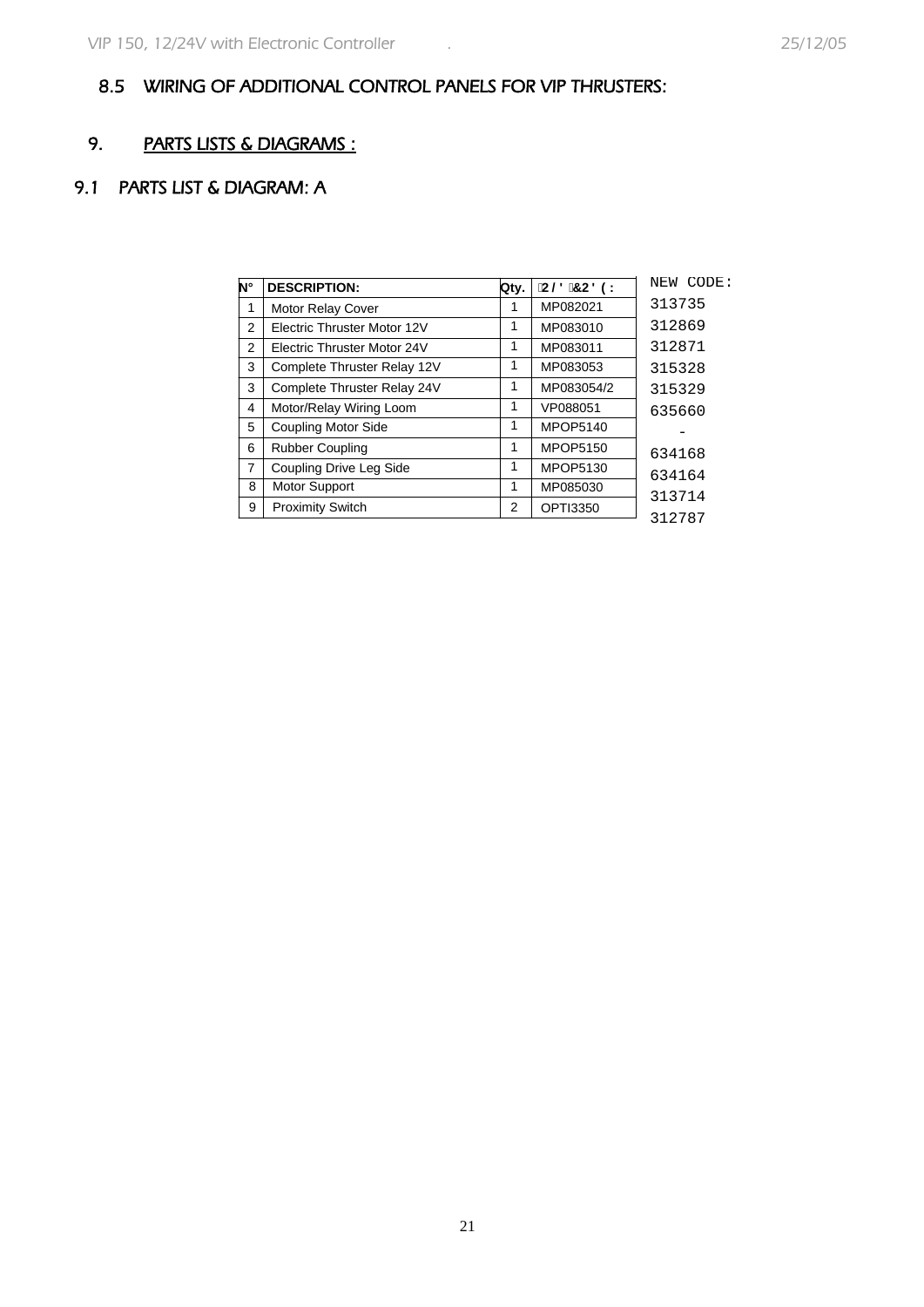## 8.5 WIRING OF ADDITIONAL CONTROL PANELS FOR VIP THRUSTERS:

# 9. PARTS LISTS & DIAGRAMS :

## 9.1 PARTS LIST & DIAGRAM: A

| N° | DESCRIPTION: | Qty. | OLD CODE: | NEW CODE: |
|---|---|---|---|---|
| 1 | Motor Relay Cover | 1 | MP082021 | 313735 |
| 2 | Electric Thruster Motor 12V | 1 | MP083010 | 312869 |
| 2 | Electric Thruster Motor 24V | 1 | MP083011 | 312871 |
| 3 | Complete Thruster Relay 12V | 1 | MP083053 | 315328 |
| 3 | Complete Thruster Relay 24V | 1 | MP083054/2 | 315329 |
| 4 | Motor/Relay Wiring Loom | 1 | VP088051 | 635660 |
| 5 | Coupling Motor Side | 1 | MPOP5140 | - |
| 6 | Rubber Coupling | 1 | MPOP5150 | 634168 |
| 7 | Coupling Drive Leg Side | 1 | MPOP5130 | 634164 |
| 8 | Motor Support | 1 | MP085030 | 313714 |
| 9 | Proximity Switch | 2 | OPTI3350 | 312787 |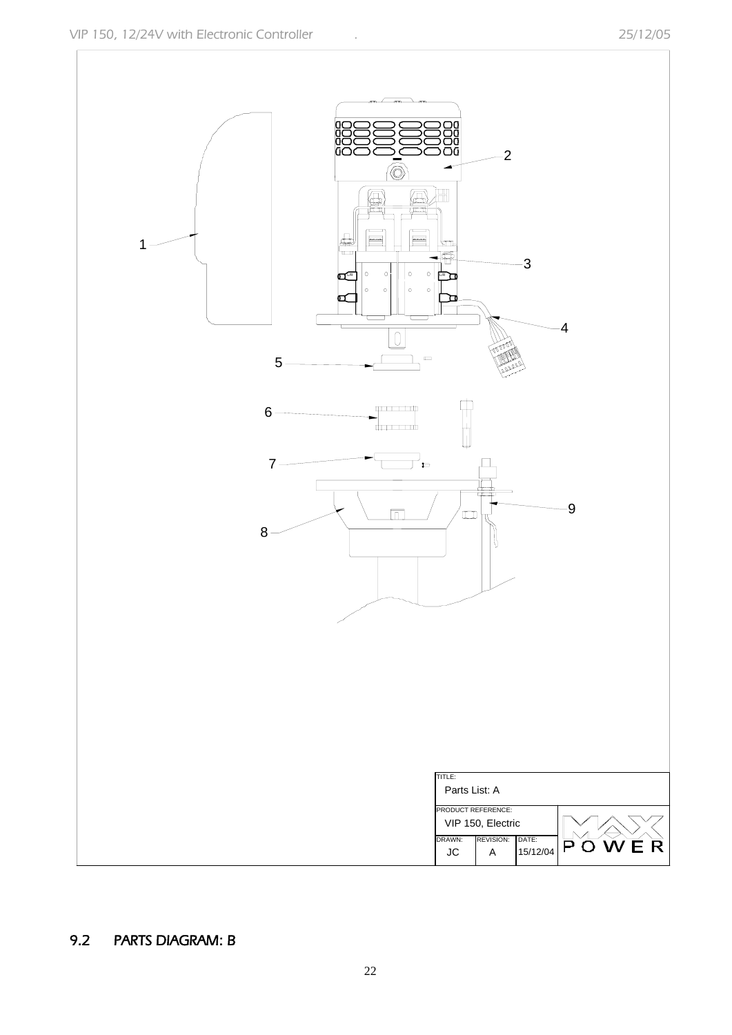## 9.2 PARTS DIAGRAM: B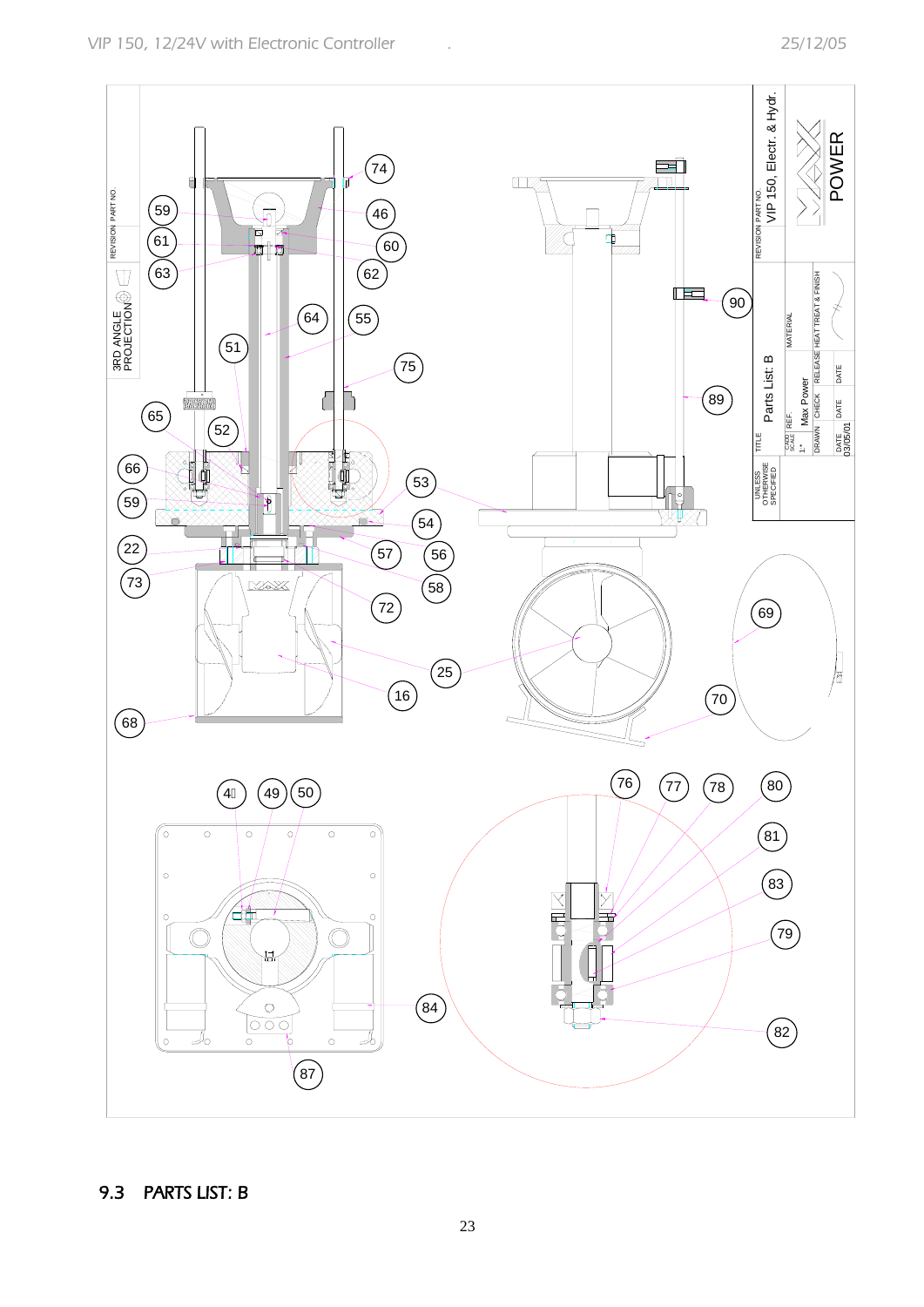## 9.3 PARTS LIST: B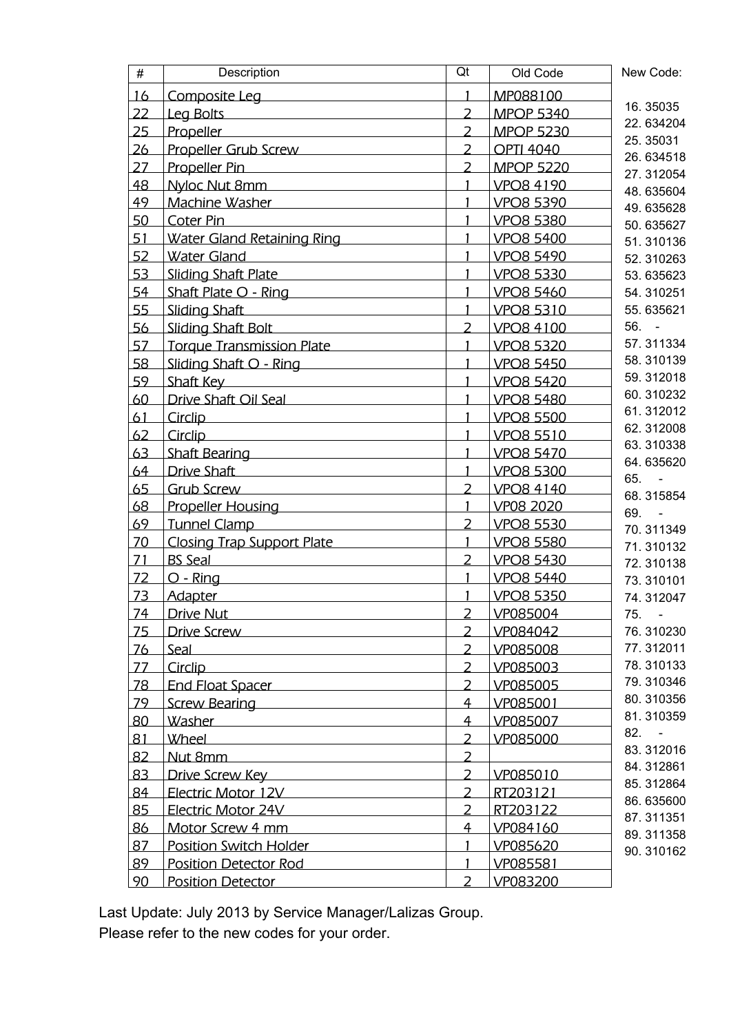| # | Description | Qt | Old Code | New Code: |
|---|---|---|---|---|
| 16 | Composite Leg | 1 | MP088100 | 16. 35035 |
| 22 | Leg Bolts | 2 | MPOP 5340 | 22. 634204 |
| 25 | Propeller | 2 | MPOP 5230 | 25. 35031 |
| 26 | Propeller Grub Screw | 2 | OPTI 4040 | 26. 634518 |
| 27 | Propeller Pin | 2 | MPOP 5220 | 27. 312054 |
| 48 | Nyloc Nut 8mm | 1 | VPO8 4190 | 48. 635604 |
| 49 | Machine Washer | 1 | VPO8 5390 | 49. 635628 |
| 50 | Coter Pin | 1 | VPO8 5380 | 50. 635627 |
| 51 | Water Gland Retaining Ring | 1 | VPO8 5400 | 51. 310136 |
| 52 | Water Gland | 1 | VPO8 5490 | 52. 310263 |
| 53 | Sliding Shaft Plate | 1 | VPO8 5330 | 53. 635623 |
| 54 | Shaft Plate O - Ring | 1 | VPO8 5460 | 54. 310251 |
| 55 | Sliding Shaft | 1 | VPO8 5310 | 55. 635621 |
| 56 | Sliding Shaft Bolt | 2 | VPO8 4100 | 56. - |
| 57 | Torque Transmission Plate | 1 | VPO8 5320 | 57. 311334 |
| 58 | Sliding Shaft O - Ring | 1 | VPO8 5450 | 58. 310139 |
| 59 | Shaft Key | 1 | VPO8 5420 | 59. 312018 |
| 60 | Drive Shaft Oil Seal | 1 | VPO8 5480 | 60. 310232 |
| 61 | Circlip | 1 | VPO8 5500 | 61. 312012 |
| 62 | Circlip | 1 | VPO8 5510 | 62. 312008 |
| 63 | Shaft Bearing | 1 | VPO8 5470 | 63. 310338 |
| 64 | Drive Shaft | 1 | VPO8 5300 | 64. 635620 |
| 65 | Grub Screw | 2 | VPO8 4140 | 65. - |
| 68 | Propeller Housing | 1 | VP08 2020 | 68. 315854 |
| 69 | Tunnel Clamp | 2 | VPO8 5530 | 69. - |
| 70 | Closing Trap Support Plate | 1 | VPO8 5580 | 70. 311349 |
| 71 | BS Seal | 2 | VPO8 5430 | 71. 310132 |
| 72 | O - Ring | 1 | VPO8 5440 | 72. 310138 |
| 73 | Adapter | 1 | VPO8 5350 | 73. 310101 |
| 74 | Drive Nut | 2 | VP085004 | 74. 312047 |
| 75 | Drive Screw | 2 | VP084042 | 75. - |
| 76 | Seal | 2 | VP085008 | 76. 310230 |
| 77 | Circlip | 2 | VP085003 | 77. 312011 |
| 78 | End Float Spacer | 2 | VP085005 | 78. 310133 |
| 79 | Screw Bearing | 4 | VP085001 | 79. 310346 |
| 80 | Washer | 4 | VP085007 | 80. 310356 |
| 81 | Wheel | 2 | VP085000 | 81. 310359 |
| 82 | Nut 8mm | 2 | | 82. - |
| 83 | Drive Screw Key | 2 | VP085010 | 83. 312016 |
| 84 | Electric Motor 12V | 2 | RT203121 | 84. 312861 |
| 85 | Electric Motor 24V | 2 | RT203122 | 85. 312864 |
| 86 | Motor Screw 4 mm | 4 | VP084160 | 86. 635600 |
| 87 | Position Switch Holder | 1 | VP085620 | 87. 311351 |
| 89 | Position Detector Rod | 1 | VP085581 | 89. 311358 |
| 90 | Position Detector | 2 | VP083200 | 90. 310162 |

Last Update: July 2013 by Service Manager/Lalizas Group.
Please refer to the new codes for your order.